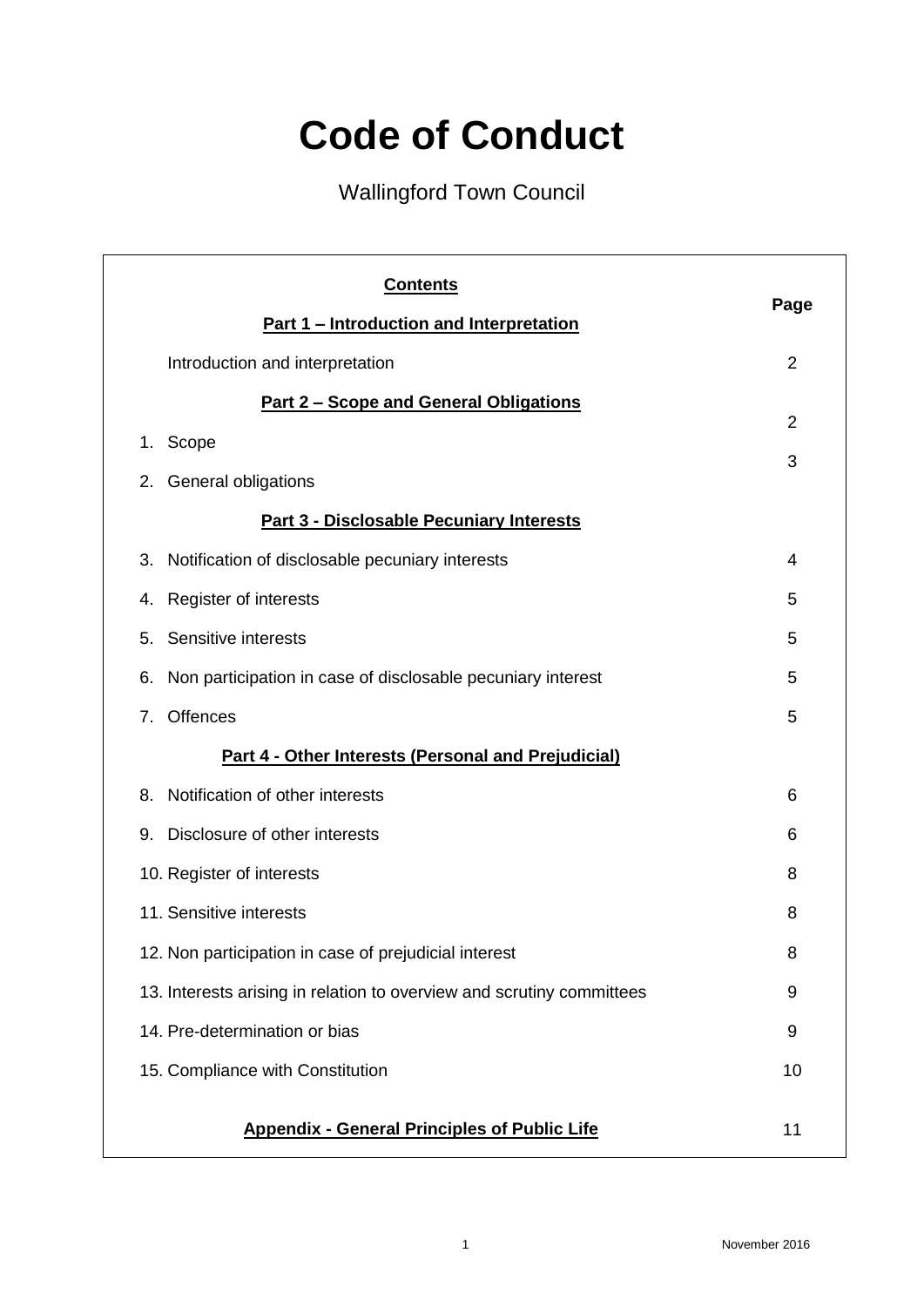# Code of Conduct

Wallingford Town Council

| Contents | Page |
|---|---|
| **Part 1 – Introduction and Interpretation** | |
| Introduction and interpretation | 2 |
| **Part 2 – Scope and General Obligations** | |
| 1. Scope | 2 |
| 2. General obligations | 3 |
| **Part 3 - Disclosable Pecuniary Interests** | |
| 3. Notification of disclosable pecuniary interests | 4 |
| 4. Register of interests | 5 |
| 5. Sensitive interests | 5 |
| 6. Non participation in case of disclosable pecuniary interest | 5 |
| 7. Offences | 5 |
| **Part 4 - Other Interests (Personal and Prejudicial)** | |
| 8. Notification of other interests | 6 |
| 9. Disclosure of other interests | 6 |
| 10. Register of interests | 8 |
| 11. Sensitive interests | 8 |
| 12. Non participation in case of prejudicial interest | 8 |
| 13. Interests arising in relation to overview and scrutiny committees | 9 |
| 14. Pre-determination or bias | 9 |
| 15. Compliance with Constitution | 10 |
| **Appendix - General Principles of Public Life** | 11 |

November 2016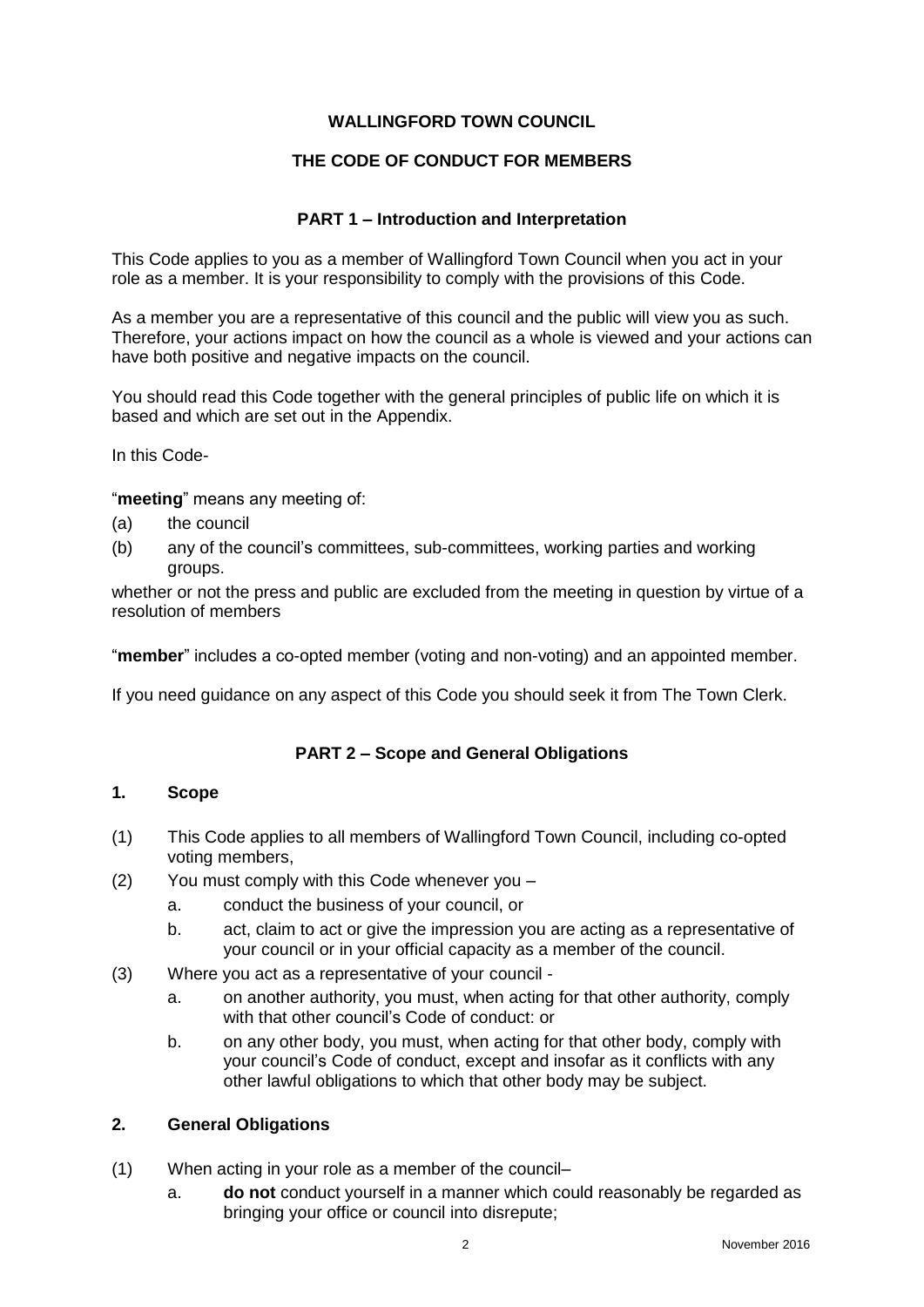**WALLINGFORD TOWN COUNCIL**

**THE CODE OF CONDUCT FOR MEMBERS**

## PART 1 – Introduction and Interpretation

This Code applies to you as a member of Wallingford Town Council when you act in your role as a member. It is your responsibility to comply with the provisions of this Code.

As a member you are a representative of this council and the public will view you as such. Therefore, your actions impact on how the council as a whole is viewed and your actions can have both positive and negative impacts on the council.

You should read this Code together with the general principles of public life on which it is based and which are set out in the Appendix.

In this Code-

"**meeting**" means any meeting of:

(a) the council

(b) any of the council's committees, sub-committees, working parties and working groups.

whether or not the press and public are excluded from the meeting in question by virtue of a resolution of members

"**member**" includes a co-opted member (voting and non-voting) and an appointed member.

If you need guidance on any aspect of this Code you should seek it from The Town Clerk.

## PART 2 – Scope and General Obligations

### 1. Scope

(1) This Code applies to all members of Wallingford Town Council, including co-opted voting members,

(2) You must comply with this Code whenever you –

  a. conduct the business of your council, or

  b. act, claim to act or give the impression you are acting as a representative of your council or in your official capacity as a member of the council.

(3) Where you act as a representative of your council -

  a. on another authority, you must, when acting for that other authority, comply with that other council's Code of conduct: or

  b. on any other body, you must, when acting for that other body, comply with your council's Code of conduct, except and insofar as it conflicts with any other lawful obligations to which that other body may be subject.

### 2. General Obligations

(1) When acting in your role as a member of the council–

  a. **do not** conduct yourself in a manner which could reasonably be regarded as bringing your office or council into disrepute;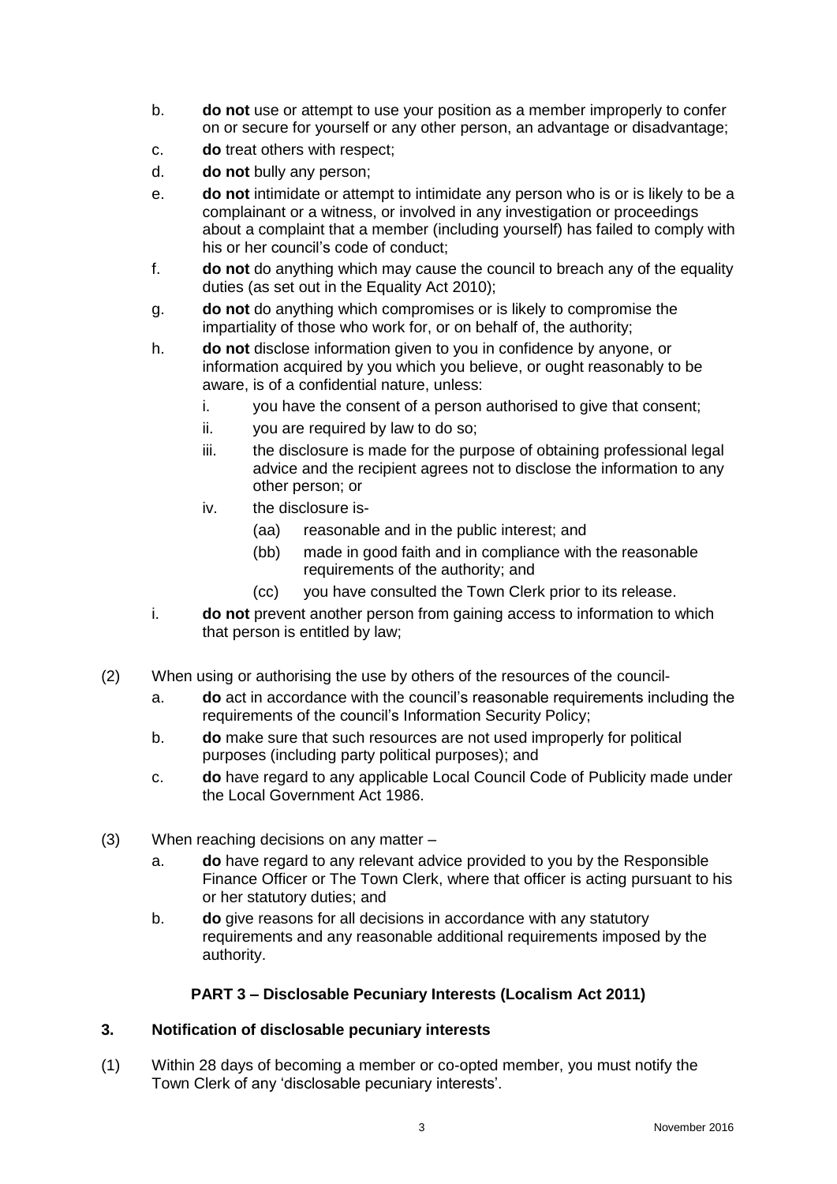b. **do not** use or attempt to use your position as a member improperly to confer on or secure for yourself or any other person, an advantage or disadvantage;

c. **do** treat others with respect;

d. **do not** bully any person;

e. **do not** intimidate or attempt to intimidate any person who is or is likely to be a complainant or a witness, or involved in any investigation or proceedings about a complaint that a member (including yourself) has failed to comply with his or her council's code of conduct;

f. **do not** do anything which may cause the council to breach any of the equality duties (as set out in the Equality Act 2010);

g. **do not** do anything which compromises or is likely to compromise the impartiality of those who work for, or on behalf of, the authority;

h. **do not** disclose information given to you in confidence by anyone, or information acquired by you which you believe, or ought reasonably to be aware, is of a confidential nature, unless:

   i. you have the consent of a person authorised to give that consent;

   ii. you are required by law to do so;

   iii. the disclosure is made for the purpose of obtaining professional legal advice and the recipient agrees not to disclose the information to any other person; or

   iv. the disclosure is-

      (aa) reasonable and in the public interest; and

      (bb) made in good faith and in compliance with the reasonable requirements of the authority; and

      (cc) you have consulted the Town Clerk prior to its release.

i. **do not** prevent another person from gaining access to information to which that person is entitled by law;

(2) When using or authorising the use by others of the resources of the council-

   a. **do** act in accordance with the council's reasonable requirements including the requirements of the council's Information Security Policy;

   b. **do** make sure that such resources are not used improperly for political purposes (including party political purposes); and

   c. **do** have regard to any applicable Local Council Code of Publicity made under the Local Government Act 1986.

(3) When reaching decisions on any matter –

   a. **do** have regard to any relevant advice provided to you by the Responsible Finance Officer or The Town Clerk, where that officer is acting pursuant to his or her statutory duties; and

   b. **do** give reasons for all decisions in accordance with any statutory requirements and any reasonable additional requirements imposed by the authority.

## PART 3 – Disclosable Pecuniary Interests (Localism Act 2011)

### 3. Notification of disclosable pecuniary interests

(1) Within 28 days of becoming a member or co-opted member, you must notify the Town Clerk of any 'disclosable pecuniary interests'.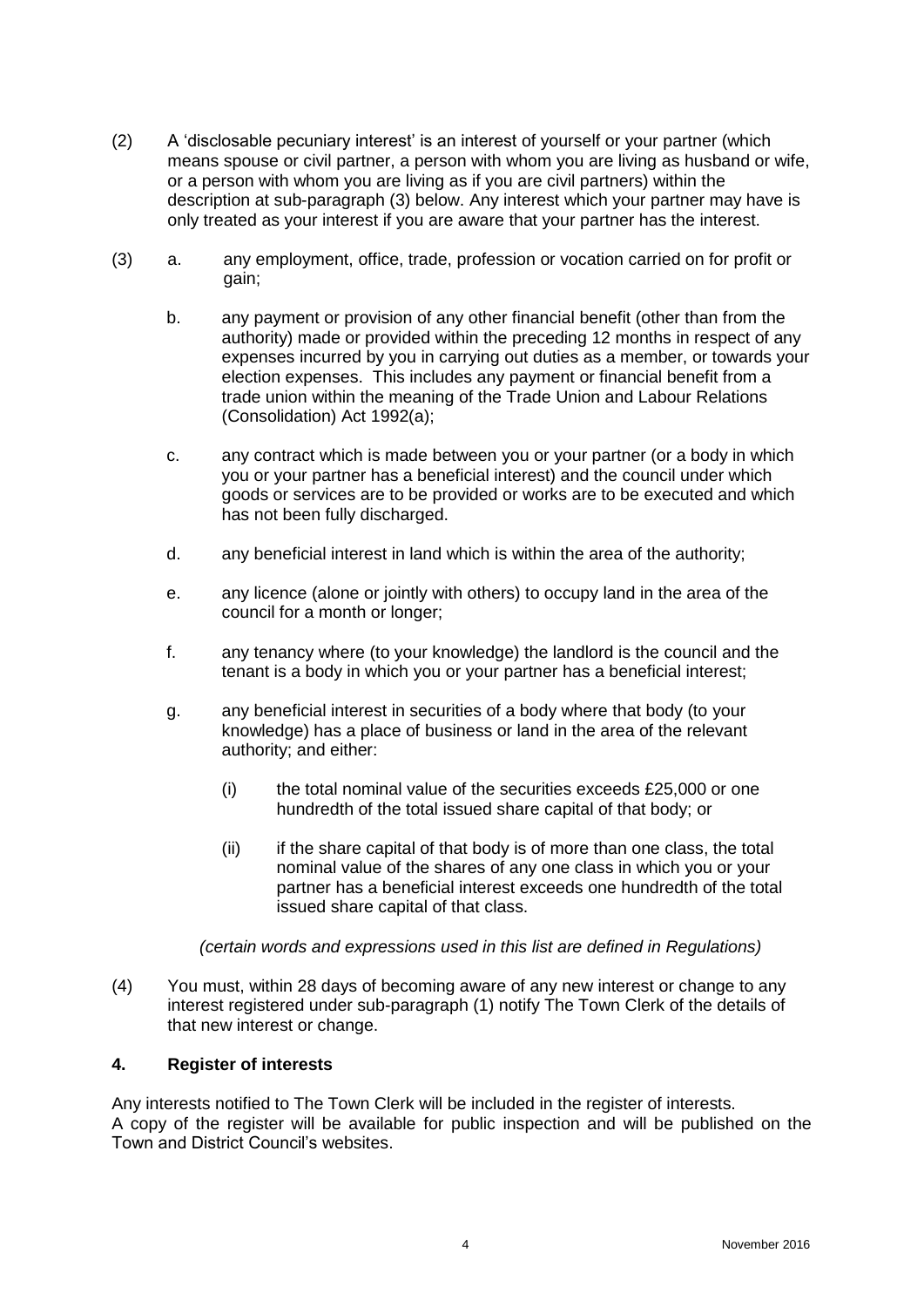(2) A ‘disclosable pecuniary interest’ is an interest of yourself or your partner (which means spouse or civil partner, a person with whom you are living as husband or wife, or a person with whom you are living as if you are civil partners) within the description at sub-paragraph (3) below. Any interest which your partner may have is only treated as your interest if you are aware that your partner has the interest.

(3)

a. any employment, office, trade, profession or vocation carried on for profit or gain;

b. any payment or provision of any other financial benefit (other than from the authority) made or provided within the preceding 12 months in respect of any expenses incurred by you in carrying out duties as a member, or towards your election expenses. This includes any payment or financial benefit from a trade union within the meaning of the Trade Union and Labour Relations (Consolidation) Act 1992(a);

c. any contract which is made between you or your partner (or a body in which you or your partner has a beneficial interest) and the council under which goods or services are to be provided or works are to be executed and which has not been fully discharged.

d. any beneficial interest in land which is within the area of the authority;

e. any licence (alone or jointly with others) to occupy land in the area of the council for a month or longer;

f. any tenancy where (to your knowledge) the landlord is the council and the tenant is a body in which you or your partner has a beneficial interest;

g. any beneficial interest in securities of a body where that body (to your knowledge) has a place of business or land in the area of the relevant authority; and either:

   (i) the total nominal value of the securities exceeds £25,000 or one hundredth of the total issued share capital of that body; or

   (ii) if the share capital of that body is of more than one class, the total nominal value of the shares of any one class in which you or your partner has a beneficial interest exceeds one hundredth of the total issued share capital of that class.

*(certain words and expressions used in this list are defined in Regulations)*

(4) You must, within 28 days of becoming aware of any new interest or change to any interest registered under sub-paragraph (1) notify The Town Clerk of the details of that new interest or change.

## 4. Register of interests

Any interests notified to The Town Clerk will be included in the register of interests. A copy of the register will be available for public inspection and will be published on the Town and District Council’s websites.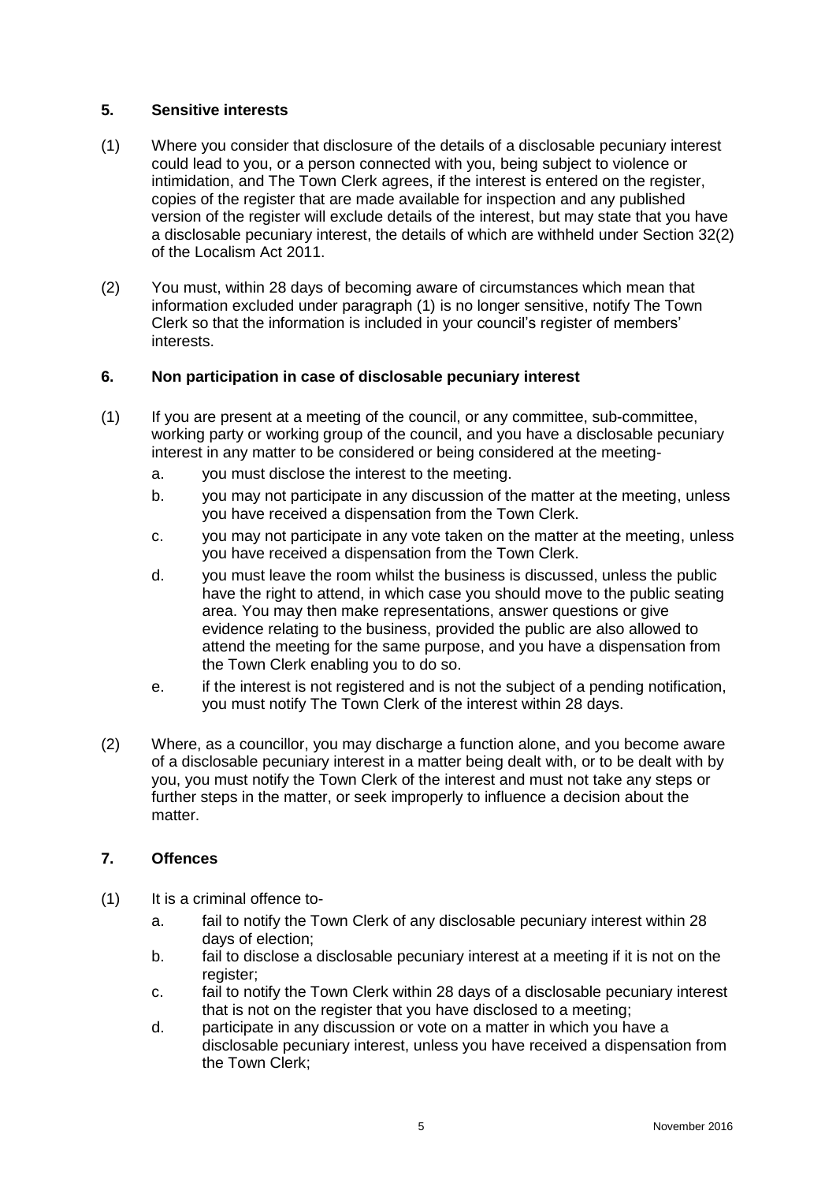## 5. Sensitive interests

(1) Where you consider that disclosure of the details of a disclosable pecuniary interest could lead to you, or a person connected with you, being subject to violence or intimidation, and The Town Clerk agrees, if the interest is entered on the register, copies of the register that are made available for inspection and any published version of the register will exclude details of the interest, but may state that you have a disclosable pecuniary interest, the details of which are withheld under Section 32(2) of the Localism Act 2011.

(2) You must, within 28 days of becoming aware of circumstances which mean that information excluded under paragraph (1) is no longer sensitive, notify The Town Clerk so that the information is included in your council's register of members' interests.

## 6. Non participation in case of disclosable pecuniary interest

(1) If you are present at a meeting of the council, or any committee, sub-committee, working party or working group of the council, and you have a disclosable pecuniary interest in any matter to be considered or being considered at the meeting-

   a. you must disclose the interest to the meeting.
   b. you may not participate in any discussion of the matter at the meeting, unless you have received a dispensation from the Town Clerk.
   c. you may not participate in any vote taken on the matter at the meeting, unless you have received a dispensation from the Town Clerk.
   d. you must leave the room whilst the business is discussed, unless the public have the right to attend, in which case you should move to the public seating area. You may then make representations, answer questions or give evidence relating to the business, provided the public are also allowed to attend the meeting for the same purpose, and you have a dispensation from the Town Clerk enabling you to do so.
   e. if the interest is not registered and is not the subject of a pending notification, you must notify The Town Clerk of the interest within 28 days.

(2) Where, as a councillor, you may discharge a function alone, and you become aware of a disclosable pecuniary interest in a matter being dealt with, or to be dealt with by you, you must notify the Town Clerk of the interest and must not take any steps or further steps in the matter, or seek improperly to influence a decision about the matter.

## 7. Offences

(1) It is a criminal offence to-

   a. fail to notify the Town Clerk of any disclosable pecuniary interest within 28 days of election;
   b. fail to disclose a disclosable pecuniary interest at a meeting if it is not on the register;
   c. fail to notify the Town Clerk within 28 days of a disclosable pecuniary interest that is not on the register that you have disclosed to a meeting;
   d. participate in any discussion or vote on a matter in which you have a disclosable pecuniary interest, unless you have received a dispensation from the Town Clerk;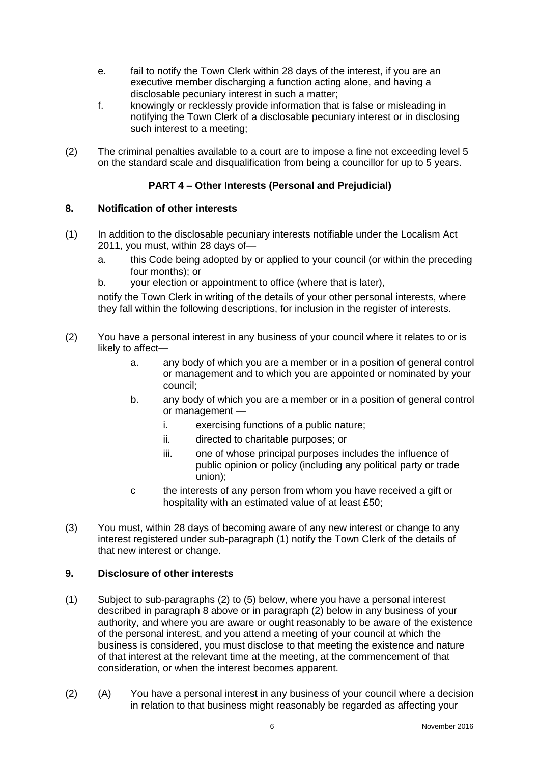e. fail to notify the Town Clerk within 28 days of the interest, if you are an executive member discharging a function acting alone, and having a disclosable pecuniary interest in such a matter;

f. knowingly or recklessly provide information that is false or misleading in notifying the Town Clerk of a disclosable pecuniary interest or in disclosing such interest to a meeting;

(2) The criminal penalties available to a court are to impose a fine not exceeding level 5 on the standard scale and disqualification from being a councillor for up to 5 years.

## PART 4 – Other Interests (Personal and Prejudicial)

### 8. Notification of other interests

(1) In addition to the disclosable pecuniary interests notifiable under the Localism Act 2011, you must, within 28 days of—

a. this Code being adopted by or applied to your council (or within the preceding four months); or

b. your election or appointment to office (where that is later),

notify the Town Clerk in writing of the details of your other personal interests, where they fall within the following descriptions, for inclusion in the register of interests.

(2) You have a personal interest in any business of your council where it relates to or is likely to affect—

a. any body of which you are a member or in a position of general control or management and to which you are appointed or nominated by your council;

b. any body of which you are a member or in a position of general control or management —

i. exercising functions of a public nature;

ii. directed to charitable purposes; or

iii. one of whose principal purposes includes the influence of public opinion or policy (including any political party or trade union);

c the interests of any person from whom you have received a gift or hospitality with an estimated value of at least £50;

(3) You must, within 28 days of becoming aware of any new interest or change to any interest registered under sub-paragraph (1) notify the Town Clerk of the details of that new interest or change.

### 9. Disclosure of other interests

(1) Subject to sub-paragraphs (2) to (5) below, where you have a personal interest described in paragraph 8 above or in paragraph (2) below in any business of your authority, and where you are aware or ought reasonably to be aware of the existence of the personal interest, and you attend a meeting of your council at which the business is considered, you must disclose to that meeting the existence and nature of that interest at the relevant time at the meeting, at the commencement of that consideration, or when the interest becomes apparent.

(2) (A) You have a personal interest in any business of your council where a decision in relation to that business might reasonably be regarded as affecting your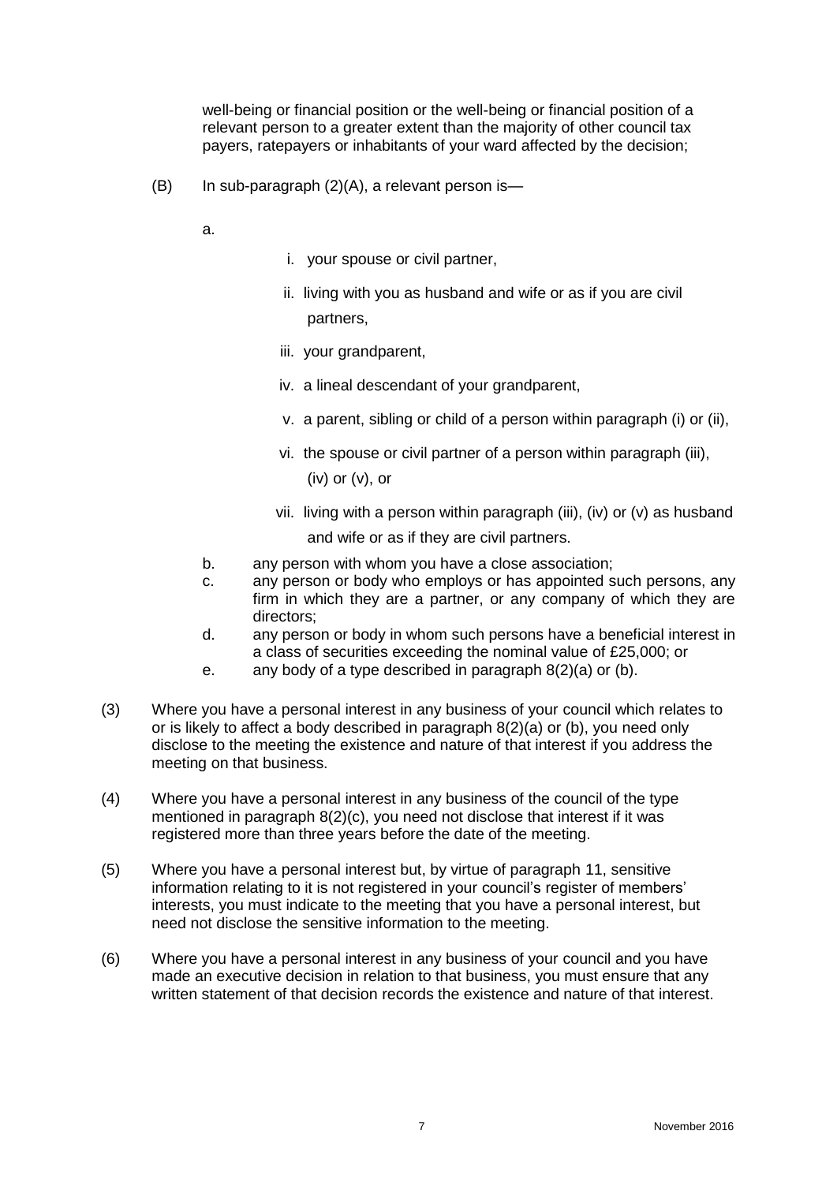well-being or financial position or the well-being or financial position of a relevant person to a greater extent than the majority of other council tax payers, ratepayers or inhabitants of your ward affected by the decision;

(B) In sub-paragraph (2)(A), a relevant person is—

a.

i. your spouse or civil partner,

ii. living with you as husband and wife or as if you are civil partners,

iii. your grandparent,

iv. a lineal descendant of your grandparent,

v. a parent, sibling or child of a person within paragraph (i) or (ii),

vi. the spouse or civil partner of a person within paragraph (iii), (iv) or (v), or

vii. living with a person within paragraph (iii), (iv) or (v) as husband and wife or as if they are civil partners.

b. any person with whom you have a close association;

c. any person or body who employs or has appointed such persons, any firm in which they are a partner, or any company of which they are directors;

d. any person or body in whom such persons have a beneficial interest in a class of securities exceeding the nominal value of £25,000; or

e. any body of a type described in paragraph 8(2)(a) or (b).

(3) Where you have a personal interest in any business of your council which relates to or is likely to affect a body described in paragraph 8(2)(a) or (b), you need only disclose to the meeting the existence and nature of that interest if you address the meeting on that business.

(4) Where you have a personal interest in any business of the council of the type mentioned in paragraph 8(2)(c), you need not disclose that interest if it was registered more than three years before the date of the meeting.

(5) Where you have a personal interest but, by virtue of paragraph 11, sensitive information relating to it is not registered in your council's register of members' interests, you must indicate to the meeting that you have a personal interest, but need not disclose the sensitive information to the meeting.

(6) Where you have a personal interest in any business of your council and you have made an executive decision in relation to that business, you must ensure that any written statement of that decision records the existence and nature of that interest.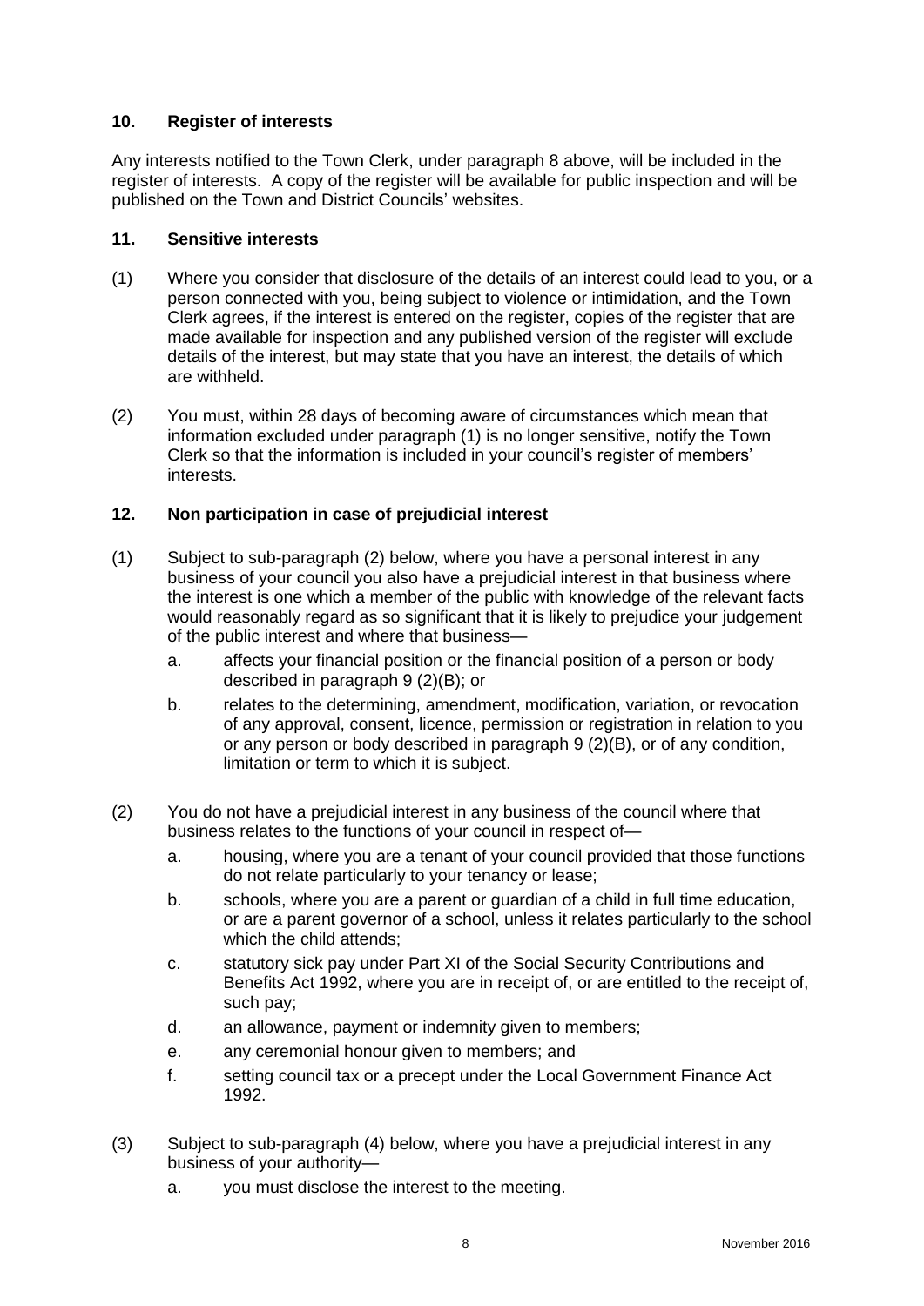## 10. Register of interests

Any interests notified to the Town Clerk, under paragraph 8 above, will be included in the register of interests. A copy of the register will be available for public inspection and will be published on the Town and District Councils' websites.

## 11. Sensitive interests

(1) Where you consider that disclosure of the details of an interest could lead to you, or a person connected with you, being subject to violence or intimidation, and the Town Clerk agrees, if the interest is entered on the register, copies of the register that are made available for inspection and any published version of the register will exclude details of the interest, but may state that you have an interest, the details of which are withheld.

(2) You must, within 28 days of becoming aware of circumstances which mean that information excluded under paragraph (1) is no longer sensitive, notify the Town Clerk so that the information is included in your council's register of members' interests.

## 12. Non participation in case of prejudicial interest

(1) Subject to sub-paragraph (2) below, where you have a personal interest in any business of your council you also have a prejudicial interest in that business where the interest is one which a member of the public with knowledge of the relevant facts would reasonably regard as so significant that it is likely to prejudice your judgement of the public interest and where that business—

  a. affects your financial position or the financial position of a person or body described in paragraph 9 (2)(B); or

  b. relates to the determining, amendment, modification, variation, or revocation of any approval, consent, licence, permission or registration in relation to you or any person or body described in paragraph 9 (2)(B), or of any condition, limitation or term to which it is subject.

(2) You do not have a prejudicial interest in any business of the council where that business relates to the functions of your council in respect of—

  a. housing, where you are a tenant of your council provided that those functions do not relate particularly to your tenancy or lease;

  b. schools, where you are a parent or guardian of a child in full time education, or are a parent governor of a school, unless it relates particularly to the school which the child attends;

  c. statutory sick pay under Part XI of the Social Security Contributions and Benefits Act 1992, where you are in receipt of, or are entitled to the receipt of, such pay;

  d. an allowance, payment or indemnity given to members;

  e. any ceremonial honour given to members; and

  f. setting council tax or a precept under the Local Government Finance Act 1992.

(3) Subject to sub-paragraph (4) below, where you have a prejudicial interest in any business of your authority—

  a. you must disclose the interest to the meeting.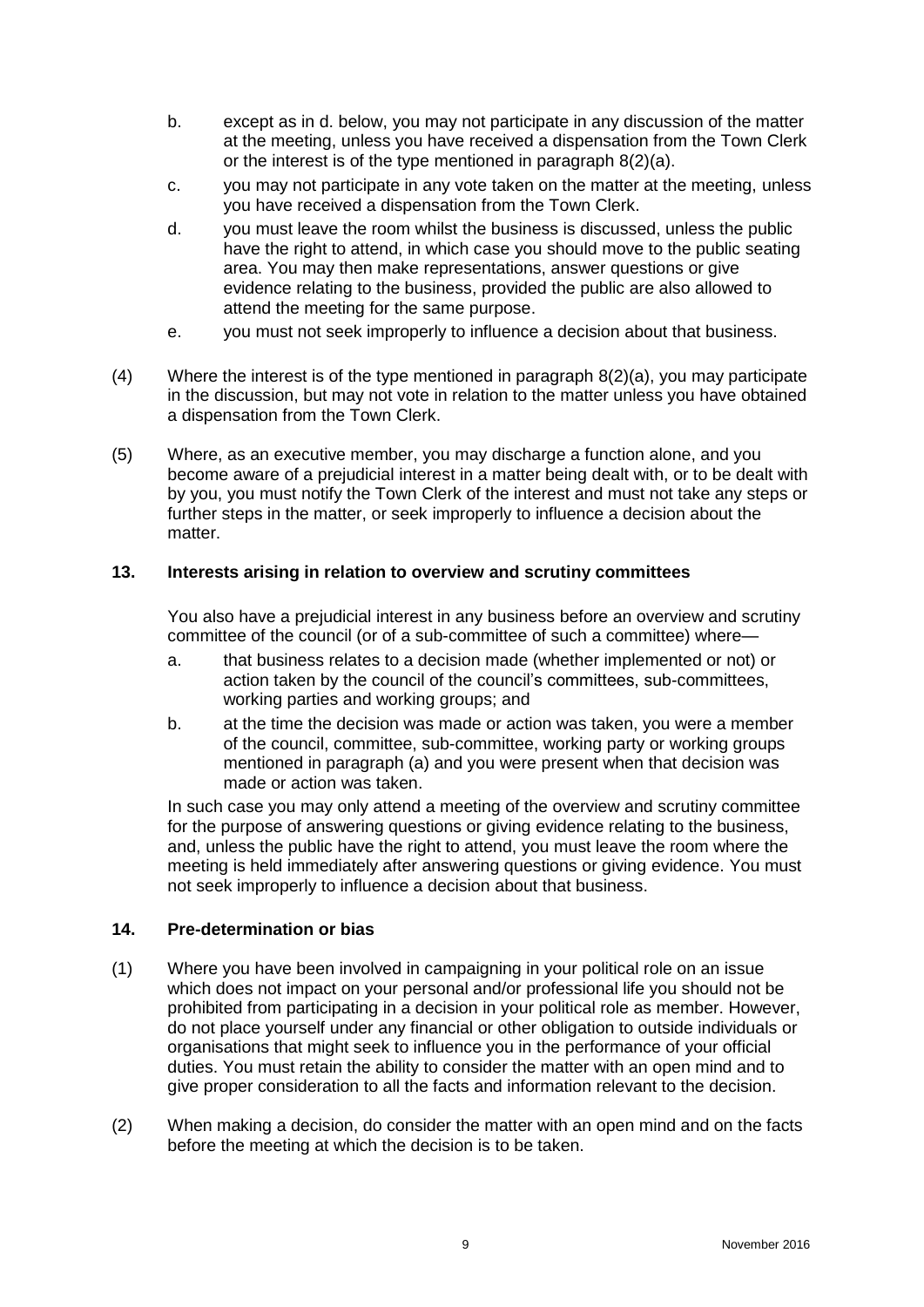b. except as in d. below, you may not participate in any discussion of the matter at the meeting, unless you have received a dispensation from the Town Clerk or the interest is of the type mentioned in paragraph 8(2)(a).

c. you may not participate in any vote taken on the matter at the meeting, unless you have received a dispensation from the Town Clerk.

d. you must leave the room whilst the business is discussed, unless the public have the right to attend, in which case you should move to the public seating area. You may then make representations, answer questions or give evidence relating to the business, provided the public are also allowed to attend the meeting for the same purpose.

e. you must not seek improperly to influence a decision about that business.

(4) Where the interest is of the type mentioned in paragraph 8(2)(a), you may participate in the discussion, but may not vote in relation to the matter unless you have obtained a dispensation from the Town Clerk.

(5) Where, as an executive member, you may discharge a function alone, and you become aware of a prejudicial interest in a matter being dealt with, or to be dealt with by you, you must notify the Town Clerk of the interest and must not take any steps or further steps in the matter, or seek improperly to influence a decision about the matter.

### 13. Interests arising in relation to overview and scrutiny committees

You also have a prejudicial interest in any business before an overview and scrutiny committee of the council (or of a sub-committee of such a committee) where—

a. that business relates to a decision made (whether implemented or not) or action taken by the council of the council's committees, sub-committees, working parties and working groups; and

b. at the time the decision was made or action was taken, you were a member of the council, committee, sub-committee, working party or working groups mentioned in paragraph (a) and you were present when that decision was made or action was taken.

In such case you may only attend a meeting of the overview and scrutiny committee for the purpose of answering questions or giving evidence relating to the business, and, unless the public have the right to attend, you must leave the room where the meeting is held immediately after answering questions or giving evidence. You must not seek improperly to influence a decision about that business.

### 14. Pre-determination or bias

(1) Where you have been involved in campaigning in your political role on an issue which does not impact on your personal and/or professional life you should not be prohibited from participating in a decision in your political role as member. However, do not place yourself under any financial or other obligation to outside individuals or organisations that might seek to influence you in the performance of your official duties. You must retain the ability to consider the matter with an open mind and to give proper consideration to all the facts and information relevant to the decision.

(2) When making a decision, do consider the matter with an open mind and on the facts before the meeting at which the decision is to be taken.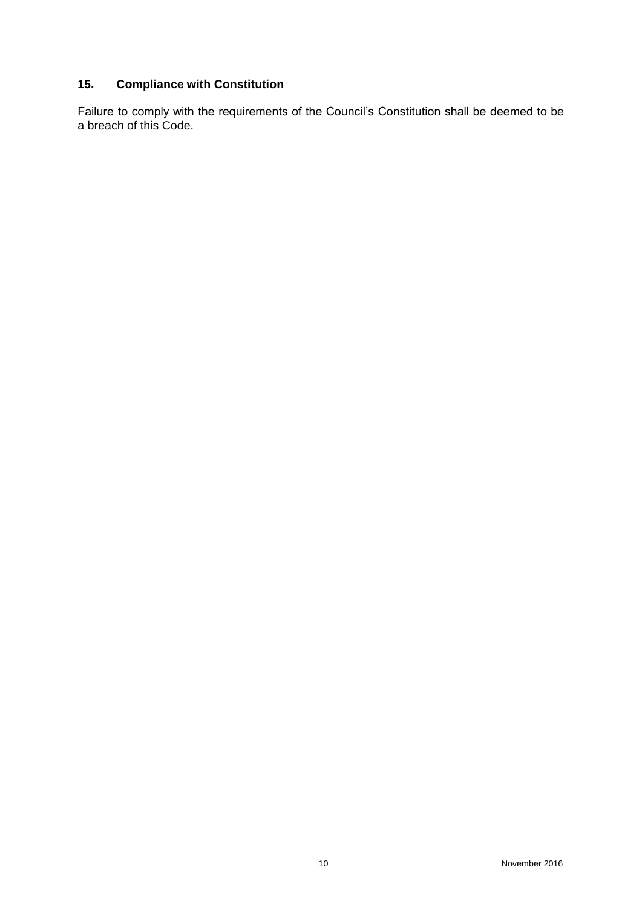## 15. Compliance with Constitution

Failure to comply with the requirements of the Council's Constitution shall be deemed to be a breach of this Code.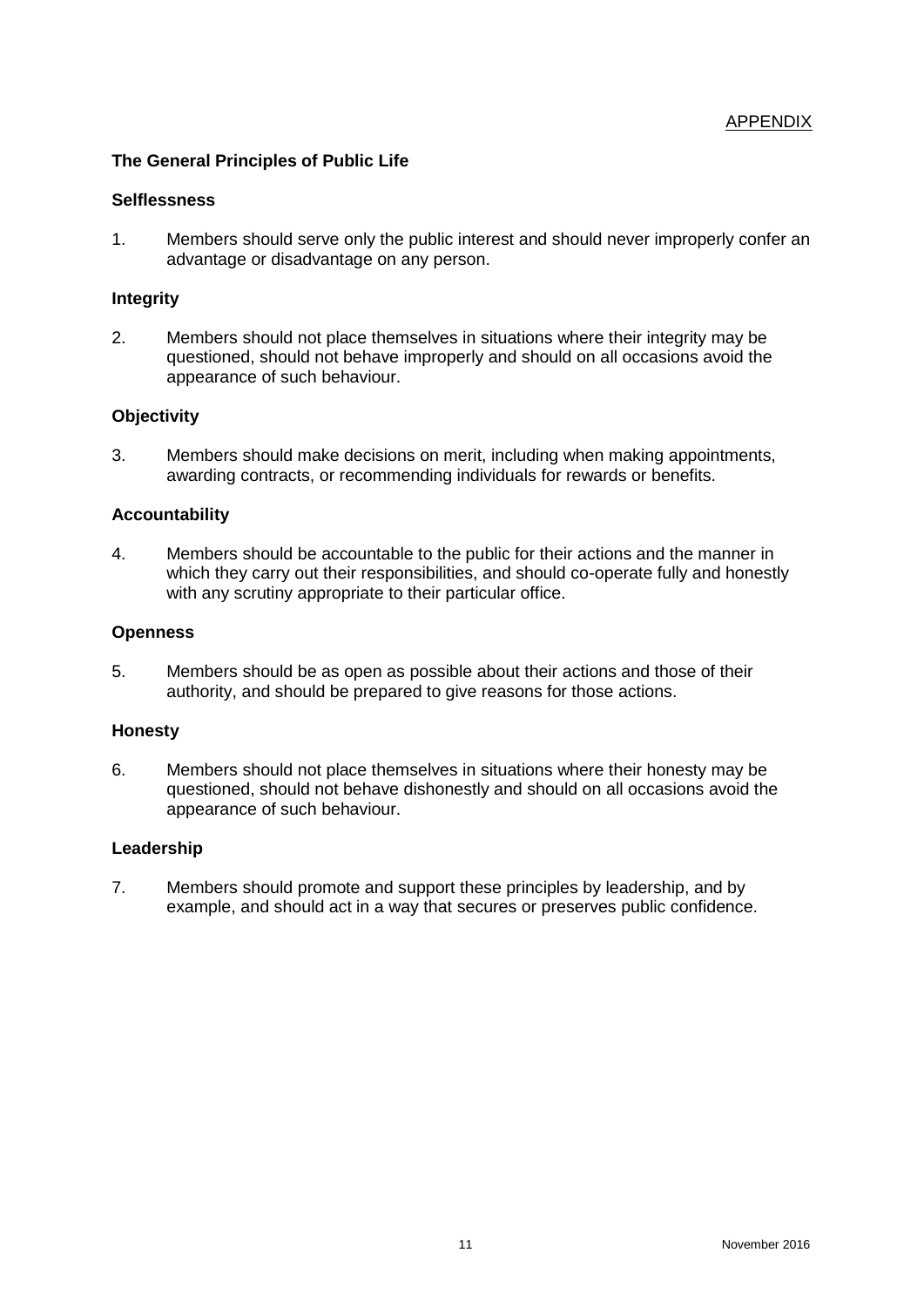APPENDIX

## The General Principles of Public Life

### Selflessness

1. Members should serve only the public interest and should never improperly confer an advantage or disadvantage on any person.

### Integrity

2. Members should not place themselves in situations where their integrity may be questioned, should not behave improperly and should on all occasions avoid the appearance of such behaviour.

### Objectivity

3. Members should make decisions on merit, including when making appointments, awarding contracts, or recommending individuals for rewards or benefits.

### Accountability

4. Members should be accountable to the public for their actions and the manner in which they carry out their responsibilities, and should co-operate fully and honestly with any scrutiny appropriate to their particular office.

### Openness

5. Members should be as open as possible about their actions and those of their authority, and should be prepared to give reasons for those actions.

### Honesty

6. Members should not place themselves in situations where their honesty may be questioned, should not behave dishonestly and should on all occasions avoid the appearance of such behaviour.

### Leadership

7. Members should promote and support these principles by leadership, and by example, and should act in a way that secures or preserves public confidence.